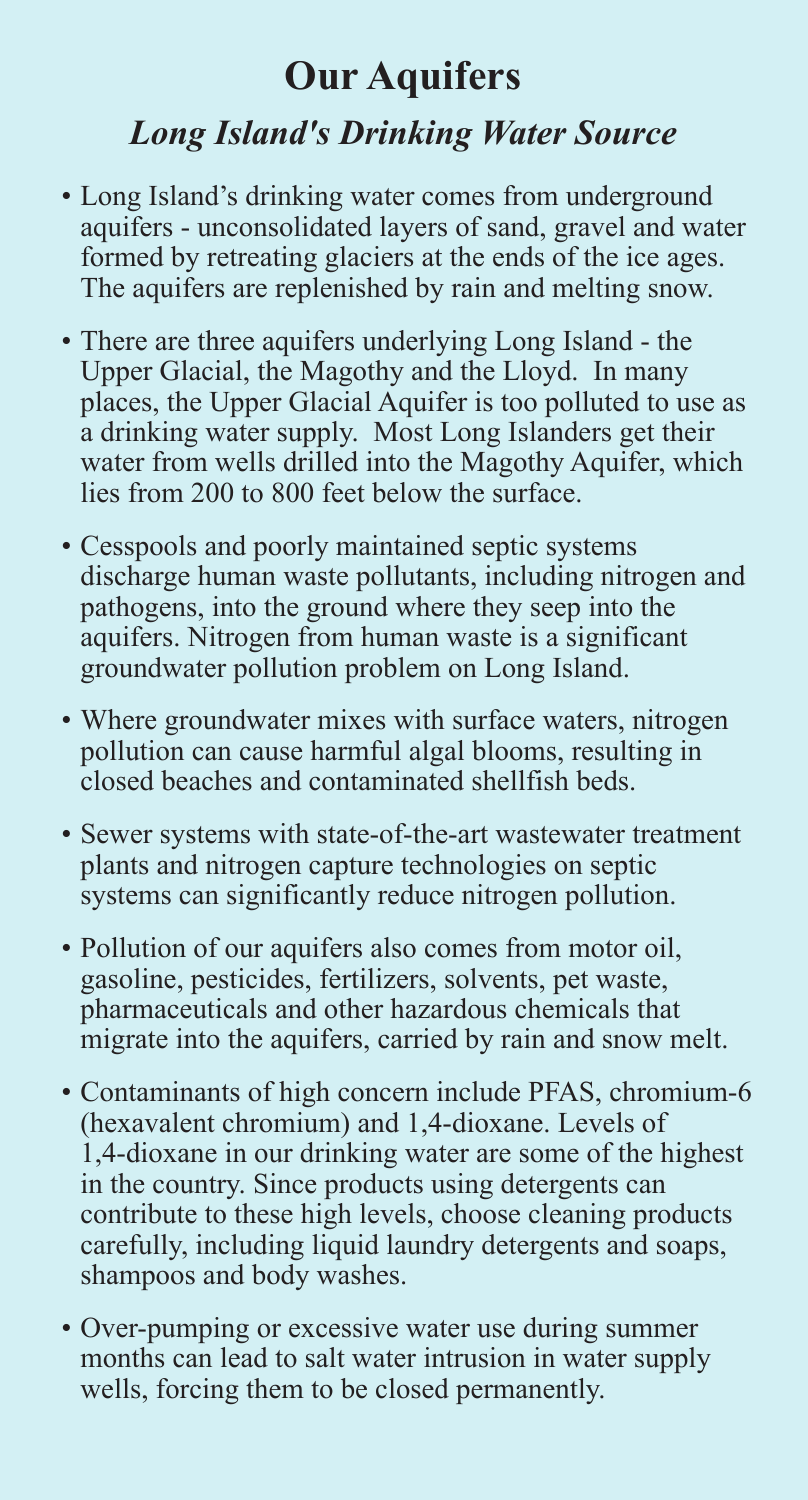# Our Aquifers

## *Long Island's Drinking Water Source*

- Long Island's drinking water comes from underground aquifers - unconsolidated layers of sand, gravel and water formed by retreating glaciers at the ends of the ice ages. The aquifers are replenished by rain and melting snow.
- There are three aquifers underlying Long Island - the Upper Glacial, the Magothy and the Lloyd. In many places, the Upper Glacial Aquifer is too polluted to use as a drinking water supply. Most Long Islanders get their water from wells drilled into the Magothy Aquifer, which lies from 200 to 800 feet below the surface.
- Cesspools and poorly maintained septic systems discharge human waste pollutants, including nitrogen and pathogens, into the ground where they seep into the aquifers. Nitrogen from human waste is a significant groundwater pollution problem on Long Island.
- Where groundwater mixes with surface waters, nitrogen pollution can cause harmful algal blooms, resulting in closed beaches and contaminated shellfish beds.
- Sewer systems with state-of-the-art wastewater treatment plants and nitrogen capture technologies on septic systems can significantly reduce nitrogen pollution.
- Pollution of our aquifers also comes from motor oil, gasoline, pesticides, fertilizers, solvents, pet waste, pharmaceuticals and other hazardous chemicals that migrate into the aquifers, carried by rain and snow melt.
- Contaminants of high concern include PFAS, chromium-6 (hexavalent chromium) and 1,4-dioxane. Levels of 1,4-dioxane in our drinking water are some of the highest in the country. Since products using detergents can contribute to these high levels, choose cleaning products carefully, including liquid laundry detergents and soaps, shampoos and body washes.
- Over-pumping or excessive water use during summer months can lead to salt water intrusion in water supply wells, forcing them to be closed permanently.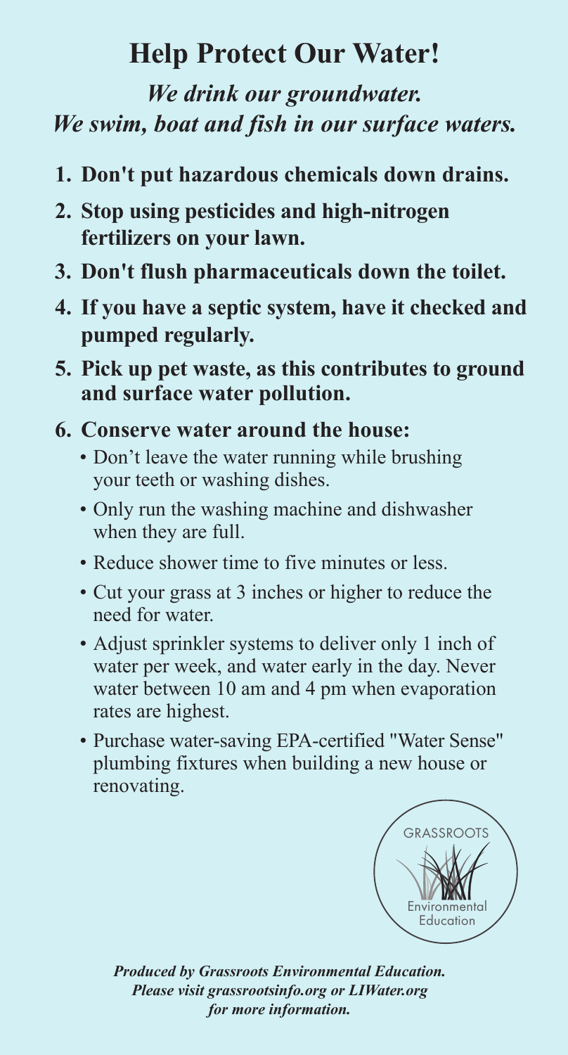# Help Protect Our Water!

***We drink our groundwater.***
***We swim, boat and fish in our surface waters.***

1. **Don't put hazardous chemicals down drains.**
2. **Stop using pesticides and high-nitrogen fertilizers on your lawn.**
3. **Don't flush pharmaceuticals down the toilet.**
4. **If you have a septic system, have it checked and pumped regularly.**
5. **Pick up pet waste, as this contributes to ground and surface water pollution.**
6. **Conserve water around the house:**
   - Don't leave the water running while brushing your teeth or washing dishes.
   - Only run the washing machine and dishwasher when they are full.
   - Reduce shower time to five minutes or less.
   - Cut your grass at 3 inches or higher to reduce the need for water.
   - Adjust sprinkler systems to deliver only 1 inch of water per week, and water early in the day. Never water between 10 am and 4 pm when evaporation rates are highest.
   - Purchase water-saving EPA-certified "Water Sense" plumbing fixtures when building a new house or renovating.

GRASSROOTS Environmental Education

***Produced by Grassroots Environmental Education.***
***Please visit grassrootsinfo.org or LIWater.org for more information.***